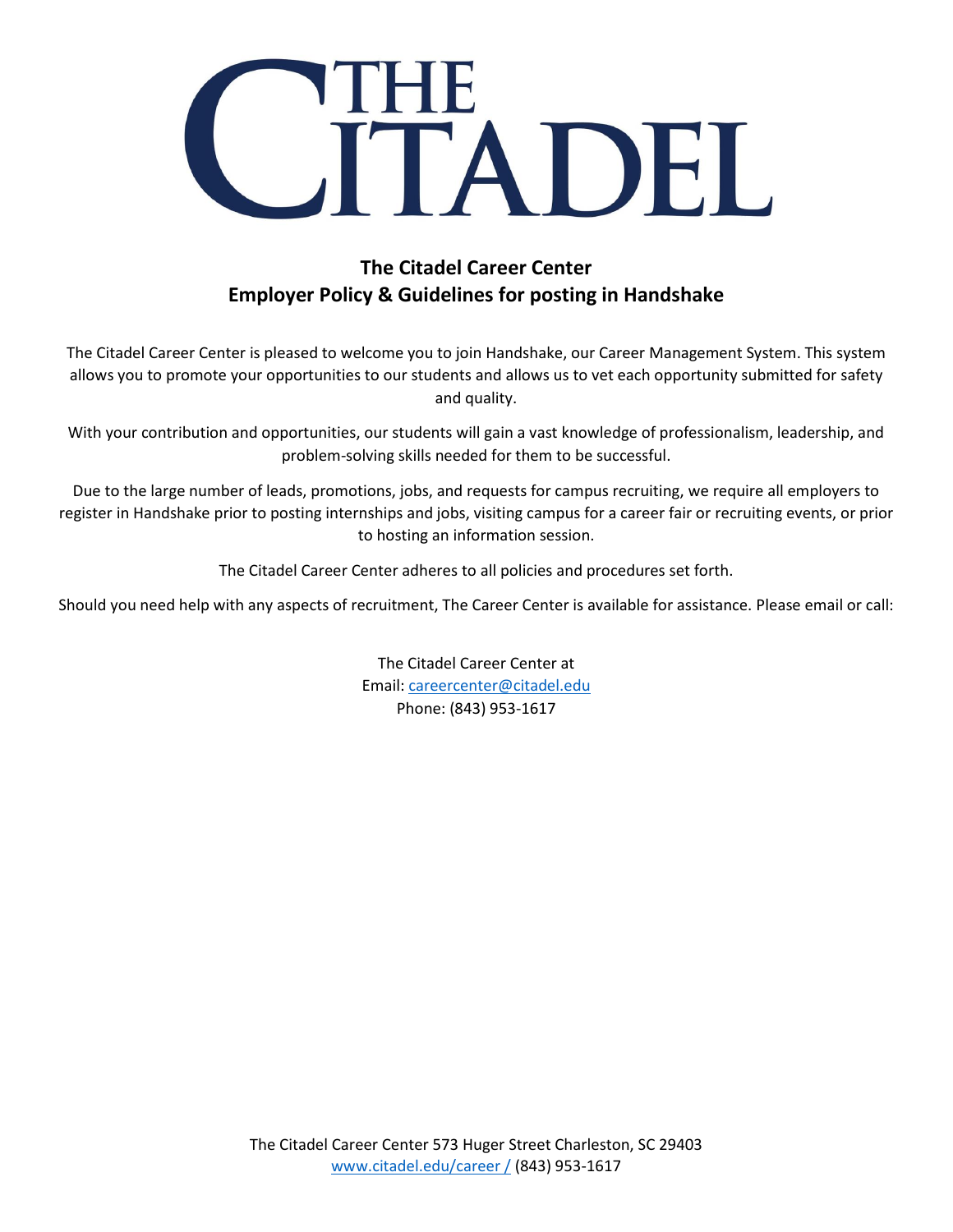# The Citadel Career Center
## Employer Policy & Guidelines for posting in Handshake

The Citadel Career Center is pleased to welcome you to join Handshake, our Career Management System. This system allows you to promote your opportunities to our students and allows us to vet each opportunity submitted for safety and quality.

With your contribution and opportunities, our students will gain a vast knowledge of professionalism, leadership, and problem-solving skills needed for them to be successful.

Due to the large number of leads, promotions, jobs, and requests for campus recruiting, we require all employers to register in Handshake prior to posting internships and jobs, visiting campus for a career fair or recruiting events, or prior to hosting an information session.

The Citadel Career Center adheres to all policies and procedures set forth.

Should you need help with any aspects of recruitment, The Career Center is available for assistance. Please email or call:

The Citadel Career Center at
Email: careercenter@citadel.edu
Phone: (843) 953-1617

The Citadel Career Center 573 Huger Street Charleston, SC 29403
www.citadel.edu/career / (843) 953-1617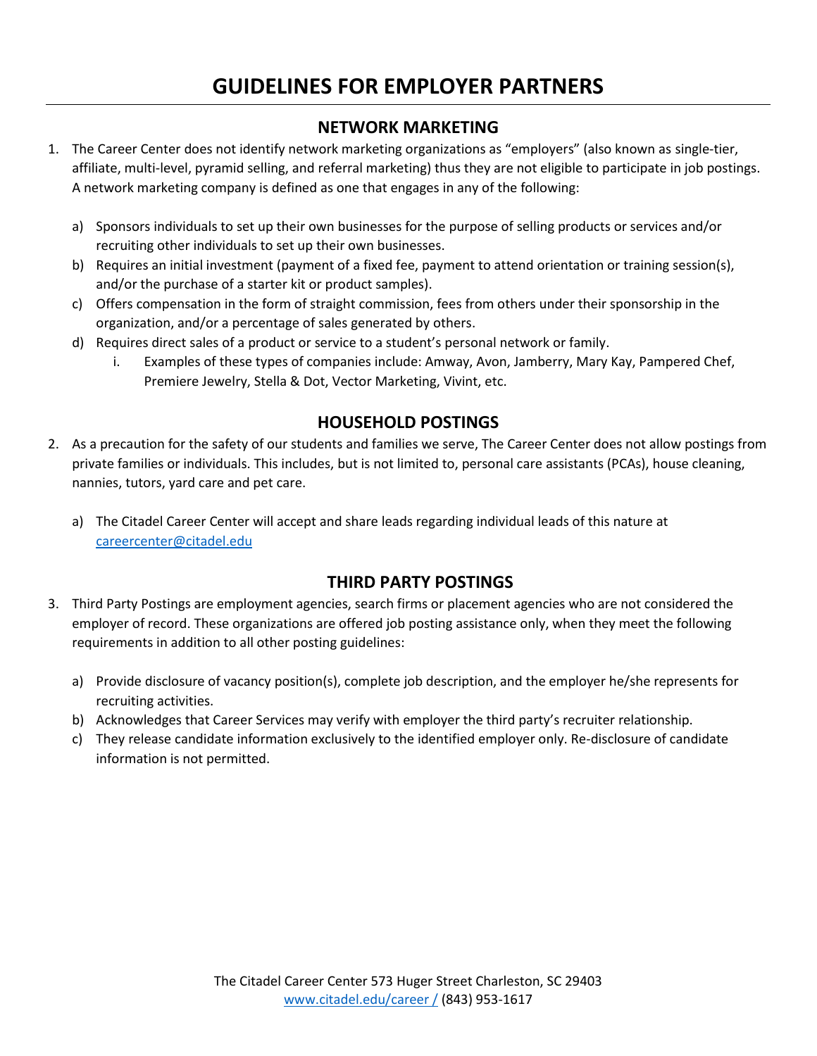# GUIDELINES FOR EMPLOYER PARTNERS

## NETWORK MARKETING

1. The Career Center does not identify network marketing organizations as "employers" (also known as single-tier, affiliate, multi-level, pyramid selling, and referral marketing) thus they are not eligible to participate in job postings. A network marketing company is defined as one that engages in any of the following:

   a) Sponsors individuals to set up their own businesses for the purpose of selling products or services and/or recruiting other individuals to set up their own businesses.
   b) Requires an initial investment (payment of a fixed fee, payment to attend orientation or training session(s), and/or the purchase of a starter kit or product samples).
   c) Offers compensation in the form of straight commission, fees from others under their sponsorship in the organization, and/or a percentage of sales generated by others.
   d) Requires direct sales of a product or service to a student's personal network or family.
      i. Examples of these types of companies include: Amway, Avon, Jamberry, Mary Kay, Pampered Chef, Premiere Jewelry, Stella & Dot, Vector Marketing, Vivint, etc.

## HOUSEHOLD POSTINGS

2. As a precaution for the safety of our students and families we serve, The Career Center does not allow postings from private families or individuals. This includes, but is not limited to, personal care assistants (PCAs), house cleaning, nannies, tutors, yard care and pet care.

   a) The Citadel Career Center will accept and share leads regarding individual leads of this nature at careercenter@citadel.edu

## THIRD PARTY POSTINGS

3. Third Party Postings are employment agencies, search firms or placement agencies who are not considered the employer of record. These organizations are offered job posting assistance only, when they meet the following requirements in addition to all other posting guidelines:

   a) Provide disclosure of vacancy position(s), complete job description, and the employer he/she represents for recruiting activities.
   b) Acknowledges that Career Services may verify with employer the third party's recruiter relationship.
   c) They release candidate information exclusively to the identified employer only. Re-disclosure of candidate information is not permitted.

The Citadel Career Center 573 Huger Street Charleston, SC 29403
www.citadel.edu/career / (843) 953-1617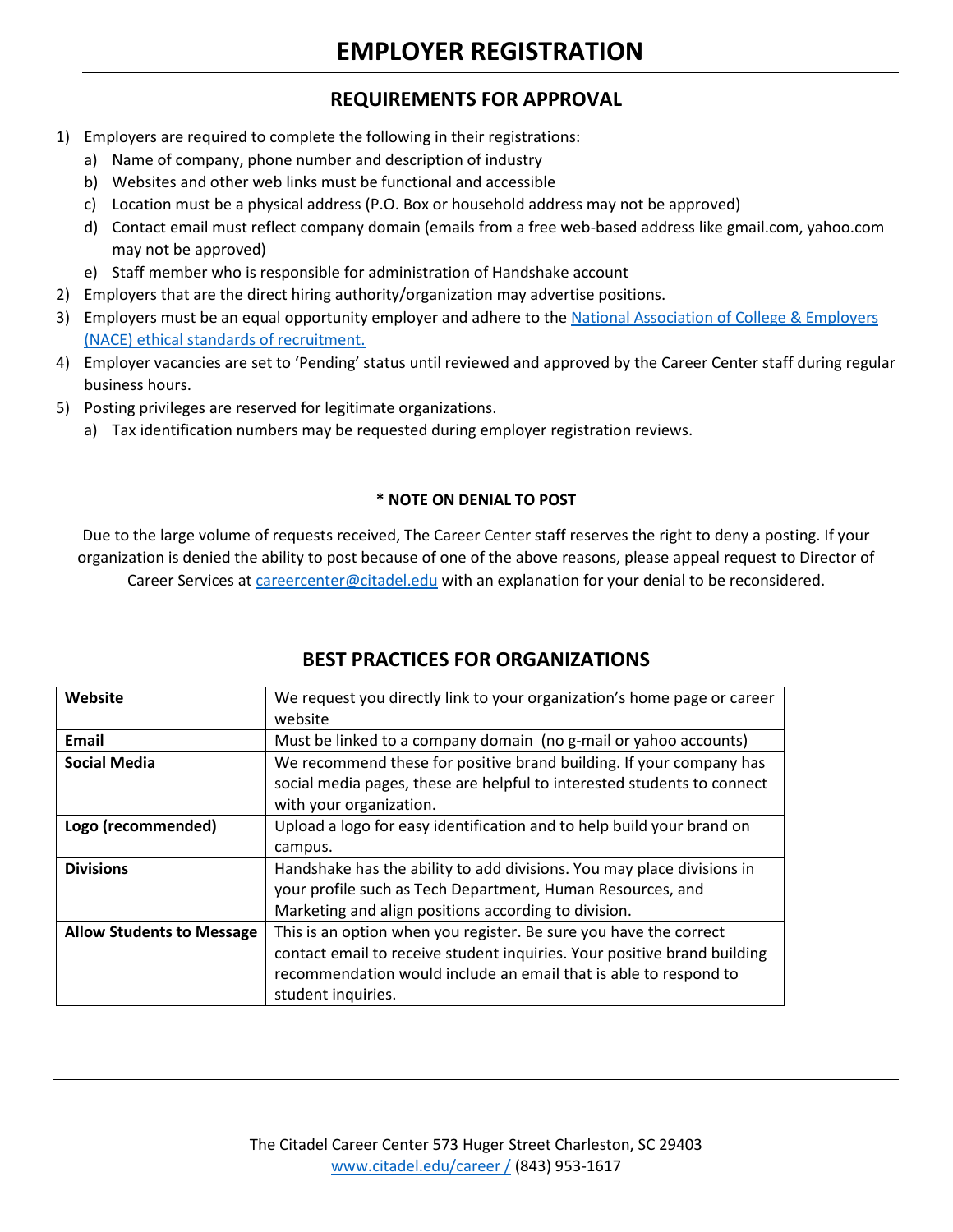# EMPLOYER REGISTRATION

## REQUIREMENTS FOR APPROVAL

1) Employers are required to complete the following in their registrations:
   a) Name of company, phone number and description of industry
   b) Websites and other web links must be functional and accessible
   c) Location must be a physical address (P.O. Box or household address may not be approved)
   d) Contact email must reflect company domain (emails from a free web-based address like gmail.com, yahoo.com may not be approved)
   e) Staff member who is responsible for administration of Handshake account
2) Employers that are the direct hiring authority/organization may advertise positions.
3) Employers must be an equal opportunity employer and adhere to the [National Association of College & Employers (NACE) ethical standards of recruitment.]()
4) Employer vacancies are set to 'Pending' status until reviewed and approved by the Career Center staff during regular business hours.
5) Posting privileges are reserved for legitimate organizations.
   a) Tax identification numbers may be requested during employer registration reviews.

**\* NOTE ON DENIAL TO POST**

Due to the large volume of requests received, The Career Center staff reserves the right to deny a posting. If your organization is denied the ability to post because of one of the above reasons, please appeal request to Director of Career Services at careercenter@citadel.edu with an explanation for your denial to be reconsidered.

## BEST PRACTICES FOR ORGANIZATIONS

| | |
|---|---|
| **Website** | We request you directly link to your organization's home page or career website |
| **Email** | Must be linked to a company domain (no g-mail or yahoo accounts) |
| **Social Media** | We recommend these for positive brand building. If your company has social media pages, these are helpful to interested students to connect with your organization. |
| **Logo (recommended)** | Upload a logo for easy identification and to help build your brand on campus. |
| **Divisions** | Handshake has the ability to add divisions. You may place divisions in your profile such as Tech Department, Human Resources, and Marketing and align positions according to division. |
| **Allow Students to Message** | This is an option when you register. Be sure you have the correct contact email to receive student inquiries. Your positive brand building recommendation would include an email that is able to respond to student inquiries. |

The Citadel Career Center 573 Huger Street Charleston, SC 29403
www.citadel.edu/career / (843) 953-1617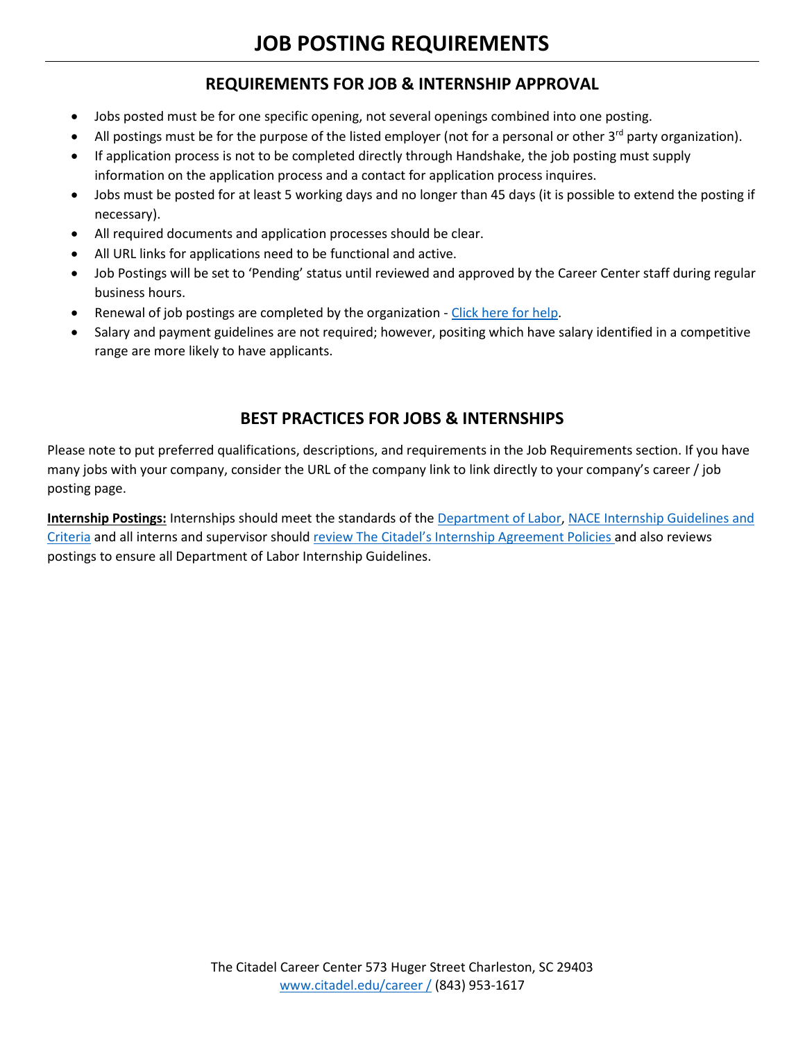# JOB POSTING REQUIREMENTS

## REQUIREMENTS FOR JOB & INTERNSHIP APPROVAL

- Jobs posted must be for one specific opening, not several openings combined into one posting.
- All postings must be for the purpose of the listed employer (not for a personal or other 3rd party organization).
- If application process is not to be completed directly through Handshake, the job posting must supply information on the application process and a contact for application process inquires.
- Jobs must be posted for at least 5 working days and no longer than 45 days (it is possible to extend the posting if necessary).
- All required documents and application processes should be clear.
- All URL links for applications need to be functional and active.
- Job Postings will be set to 'Pending' status until reviewed and approved by the Career Center staff during regular business hours.
- Renewal of job postings are completed by the organization - Click here for help.
- Salary and payment guidelines are not required; however, positing which have salary identified in a competitive range are more likely to have applicants.

## BEST PRACTICES FOR JOBS & INTERNSHIPS

Please note to put preferred qualifications, descriptions, and requirements in the Job Requirements section. If you have many jobs with your company, consider the URL of the company link to link directly to your company's career / job posting page.

**Internship Postings:** Internships should meet the standards of the Department of Labor, NACE Internship Guidelines and Criteria and all interns and supervisor should review The Citadel's Internship Agreement Policies and also reviews postings to ensure all Department of Labor Internship Guidelines.

The Citadel Career Center 573 Huger Street Charleston, SC 29403
www.citadel.edu/career / (843) 953-1617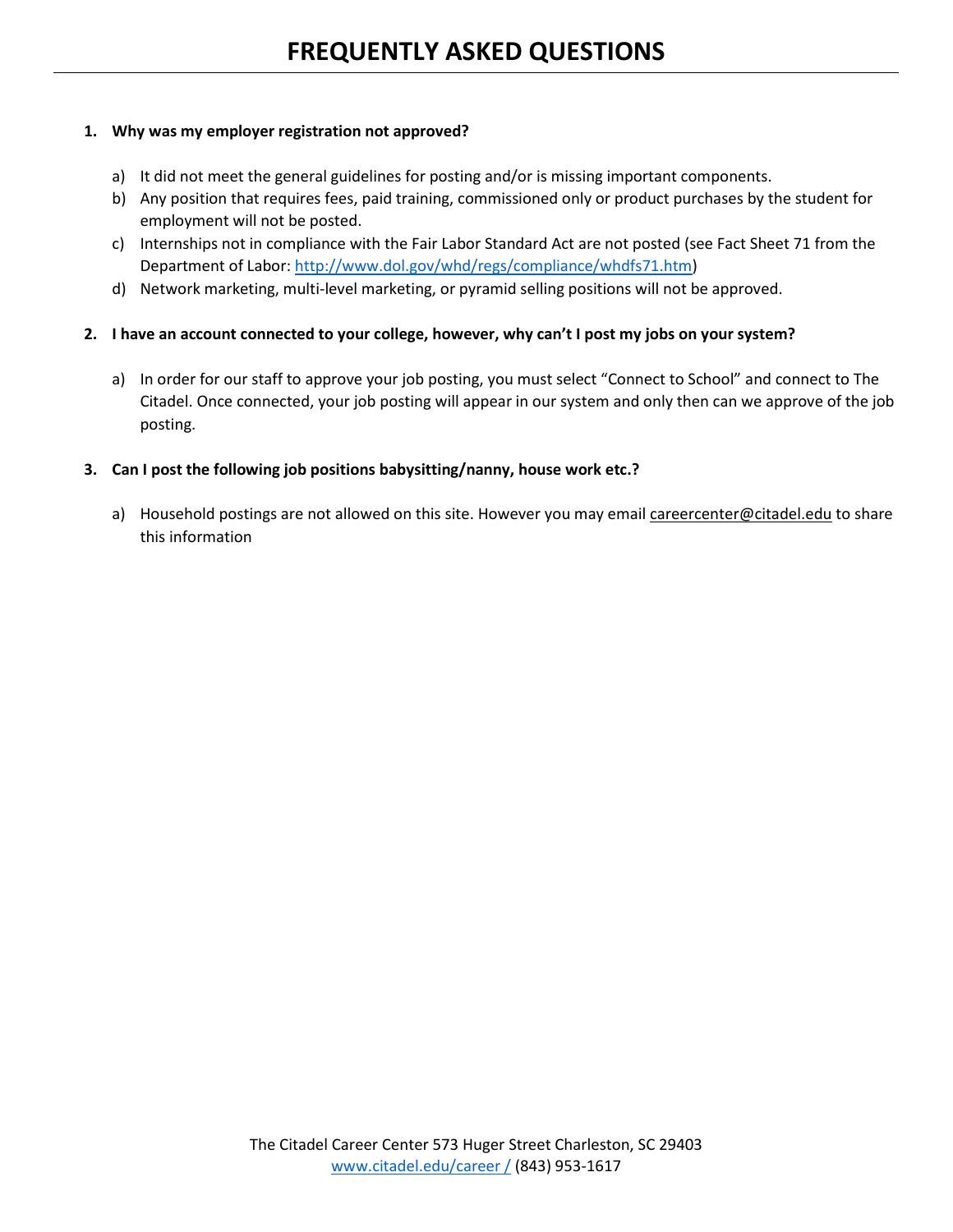# FREQUENTLY ASKED QUESTIONS

1. **Why was my employer registration not approved?**

   a) It did not meet the general guidelines for posting and/or is missing important components.
   b) Any position that requires fees, paid training, commissioned only or product purchases by the student for employment will not be posted.
   c) Internships not in compliance with the Fair Labor Standard Act are not posted (see Fact Sheet 71 from the Department of Labor: http://www.dol.gov/whd/regs/compliance/whdfs71.htm)
   d) Network marketing, multi-level marketing, or pyramid selling positions will not be approved.

2. **I have an account connected to your college, however, why can't I post my jobs on your system?**

   a) In order for our staff to approve your job posting, you must select "Connect to School" and connect to The Citadel. Once connected, your job posting will appear in our system and only then can we approve of the job posting.

3. **Can I post the following job positions babysitting/nanny, house work etc.?**

   a) Household postings are not allowed on this site. However you may email careercenter@citadel.edu to share this information

The Citadel Career Center 573 Huger Street Charleston, SC 29403
www.citadel.edu/career / (843) 953-1617